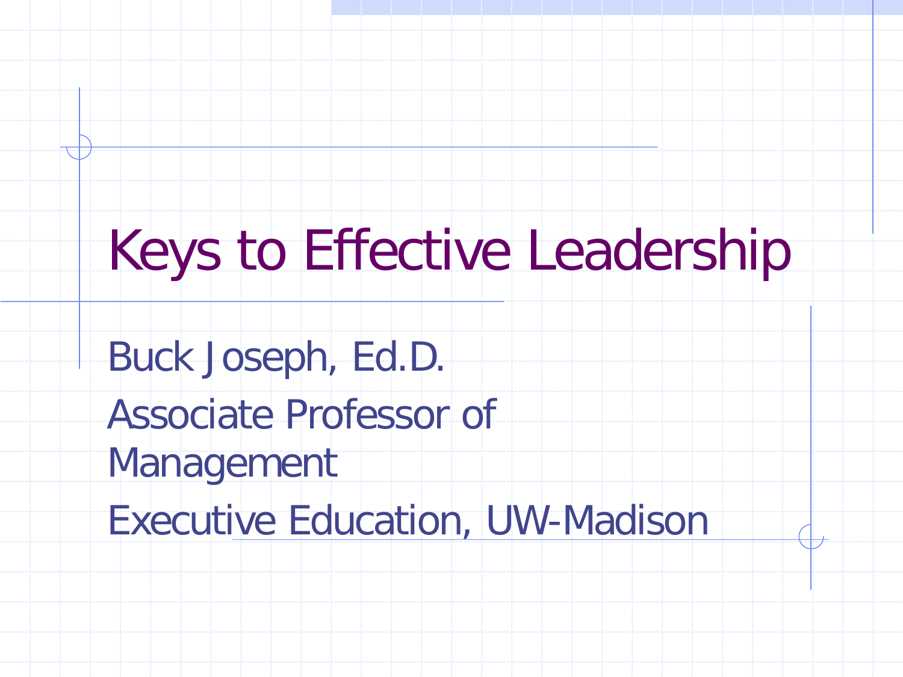# Keys to Effective Leadership

Buck Joseph, Ed.D.

Associate Professor of Management

Executive Education, UW-Madison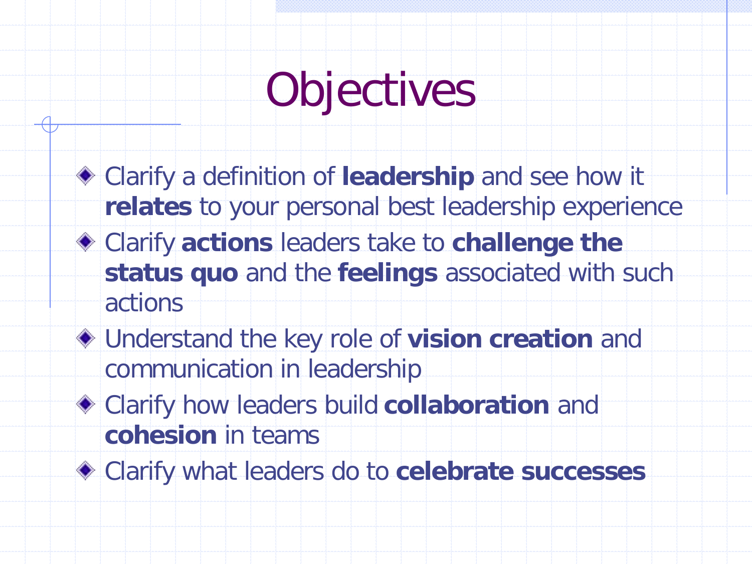# Objectives

- Clarify a definition of **leadership** and see how it **relates** to your personal best leadership experience
- Clarify **actions** leaders take to **challenge the status quo** and the **feelings** associated with such actions
- Understand the key role of **vision creation** and communication in leadership
- Clarify how leaders build **collaboration** and **cohesion** in teams
- Clarify what leaders do to **celebrate successes**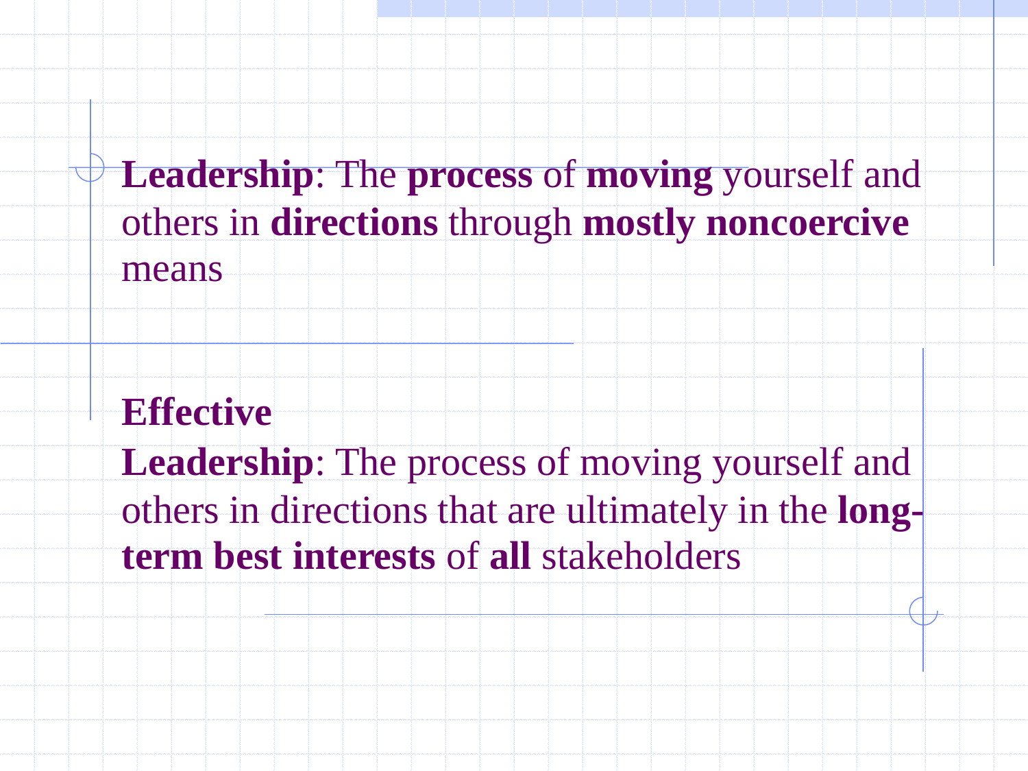**Leadership**: The **process** of **moving** yourself and others in **directions** through **mostly noncoercive** means

**Effective Leadership**: The process of moving yourself and others in directions that are ultimately in the **long-term best interests** of **all** stakeholders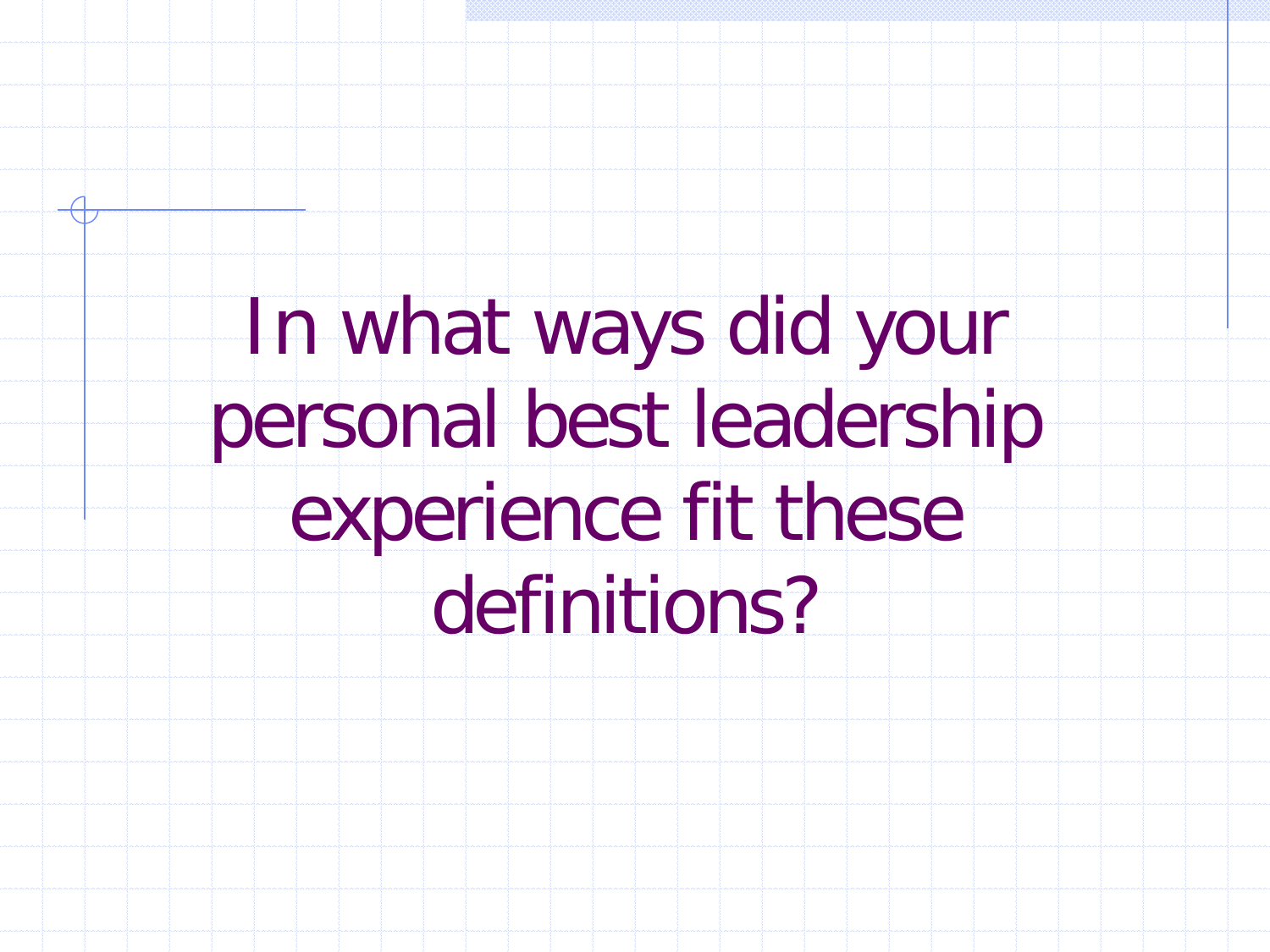# In what ways did your personal best leadership experience fit these definitions?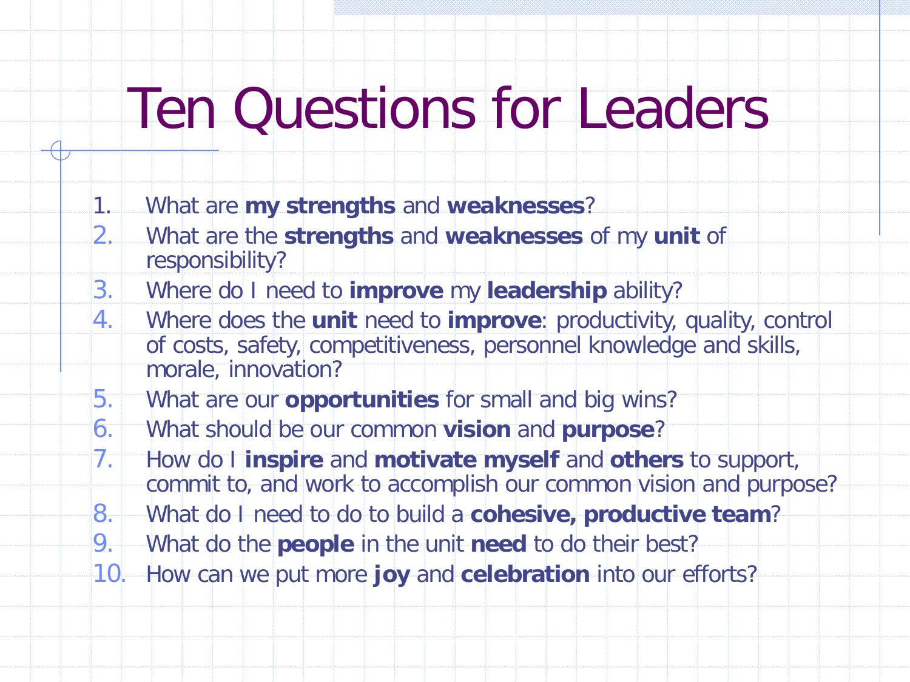# Ten Questions for Leaders

1. What are **my strengths** and **weaknesses**?
2. What are the **strengths** and **weaknesses** of my **unit** of responsibility?
3. Where do I need to **improve** my **leadership** ability?
4. Where does the **unit** need to **improve**: productivity, quality, control of costs, safety, competitiveness, personnel knowledge and skills, morale, innovation?
5. What are our **opportunities** for small and big wins?
6. What should be our common **vision** and **purpose**?
7. How do I **inspire** and **motivate myself** and **others** to support, commit to, and work to accomplish our common vision and purpose?
8. What do I need to do to build a **cohesive, productive team**?
9. What do the **people** in the unit **need** to do their best?
10. How can we put more **joy** and **celebration** into our efforts?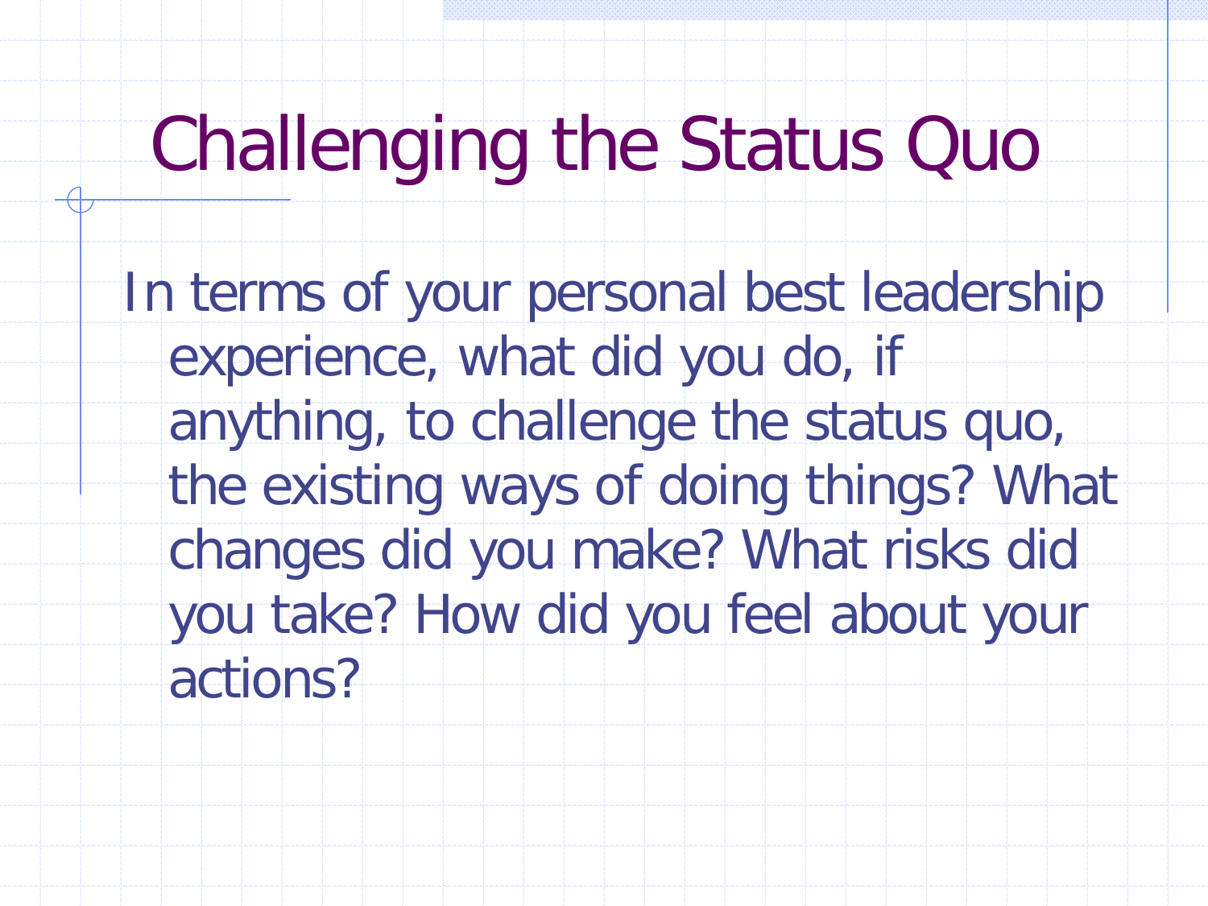# Challenging the Status Quo

In terms of your personal best leadership experience, what did you do, if anything, to challenge the status quo, the existing ways of doing things? What changes did you make? What risks did you take? How did you feel about your actions?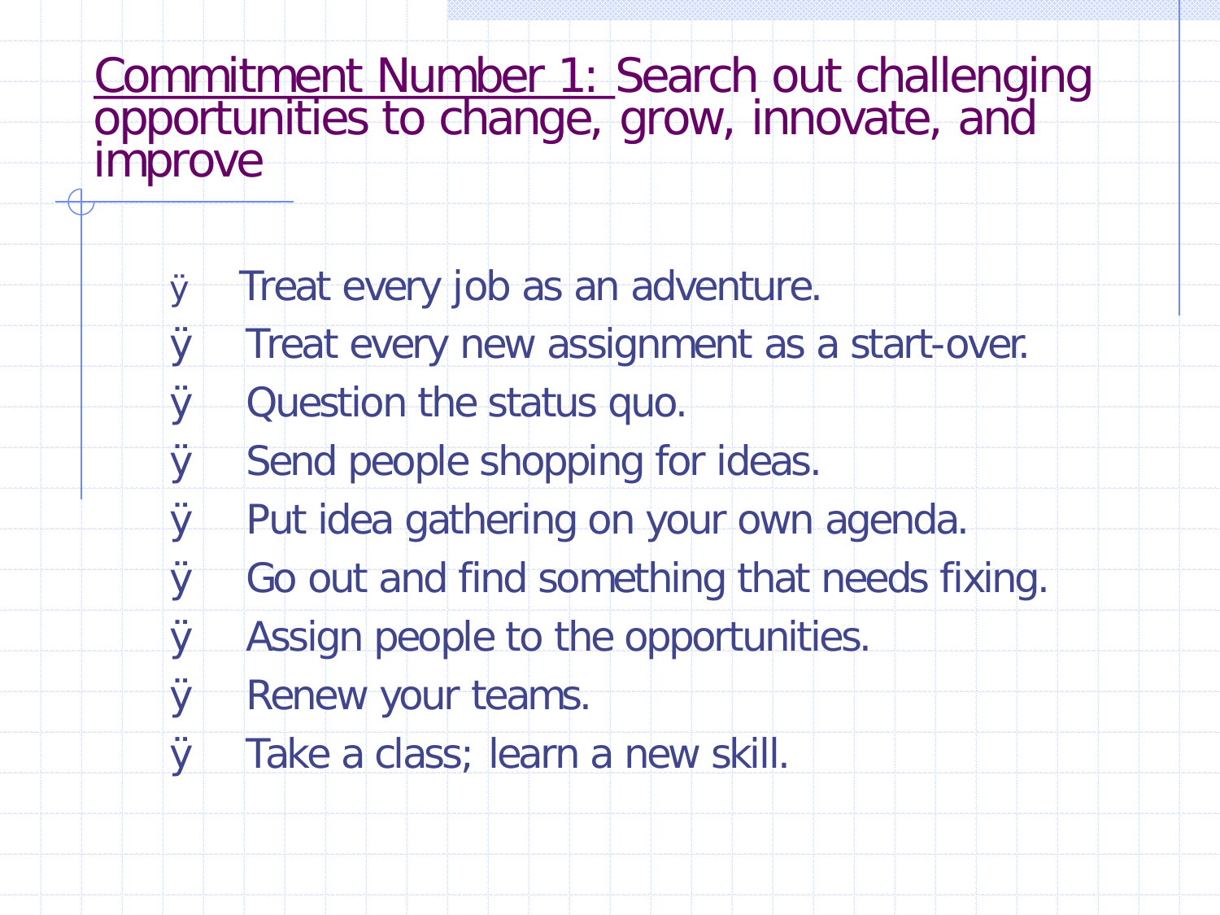# Commitment Number 1: Search out challenging opportunities to change, grow, innovate, and improve

- Treat every job as an adventure.
- Treat every new assignment as a start-over.
- Question the status quo.
- Send people shopping for ideas.
- Put idea gathering on your own agenda.
- Go out and find something that needs fixing.
- Assign people to the opportunities.
- Renew your teams.
- Take a class; learn a new skill.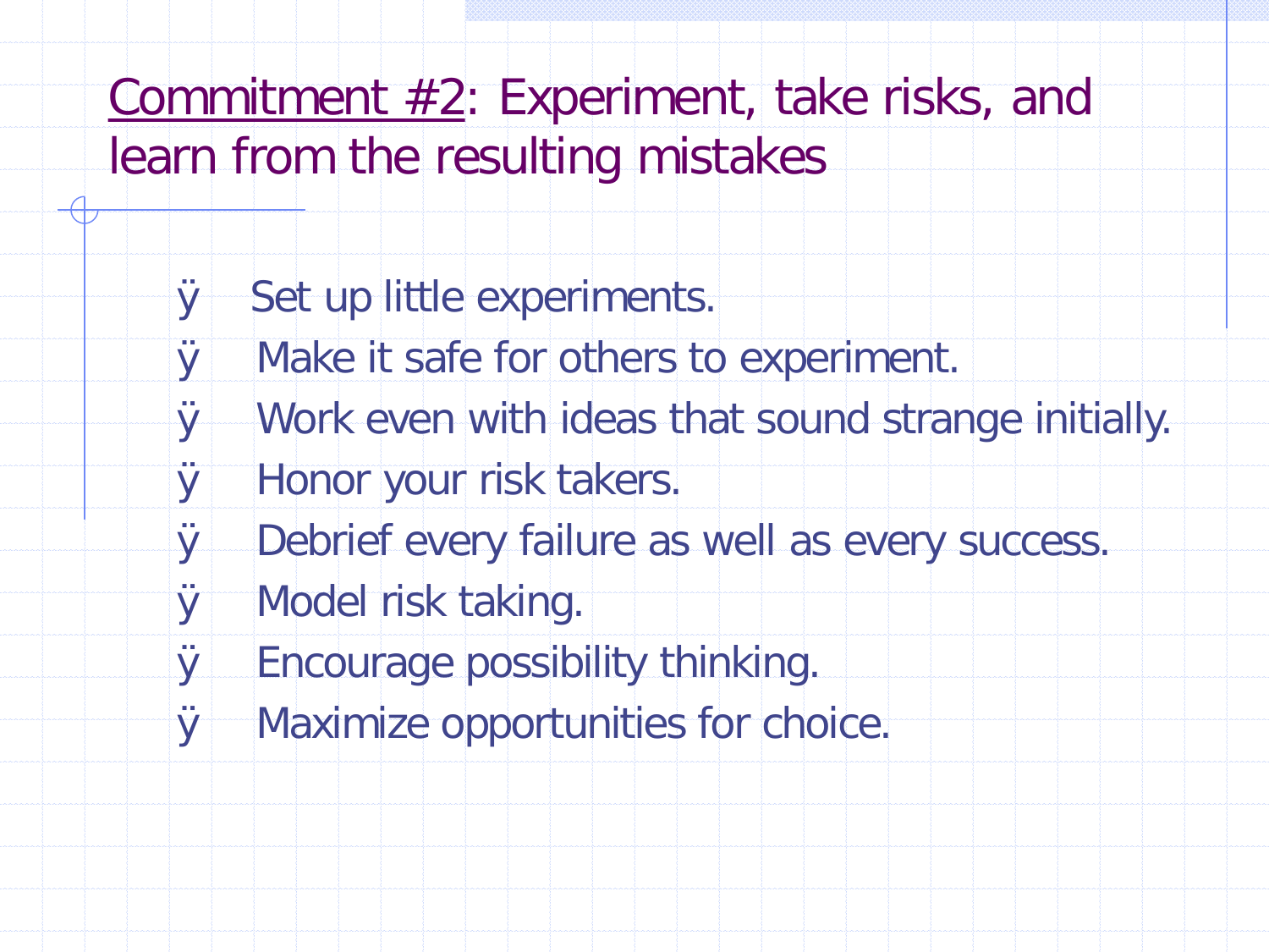# Commitment #2: Experiment, take risks, and learn from the resulting mistakes

- Set up little experiments.
- Make it safe for others to experiment.
- Work even with ideas that sound strange initially.
- Honor your risk takers.
- Debrief every failure as well as every success.
- Model risk taking.
- Encourage possibility thinking.
- Maximize opportunities for choice.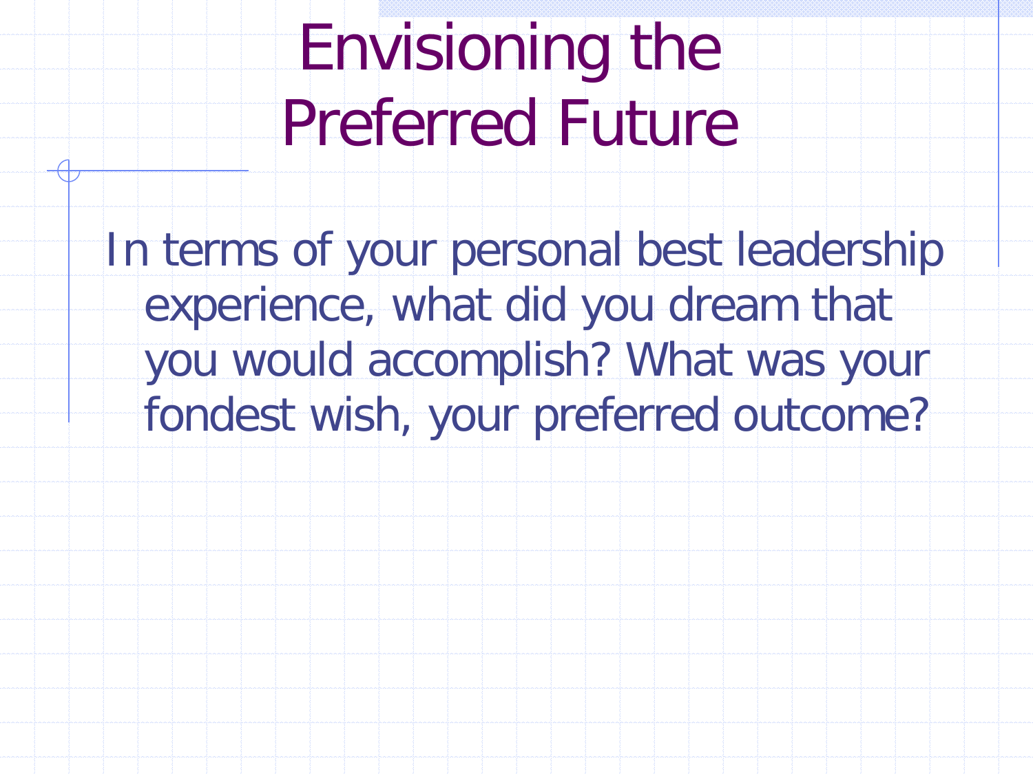# Envisioning the Preferred Future

In terms of your personal best leadership experience, what did you dream that you would accomplish? What was your fondest wish, your preferred outcome?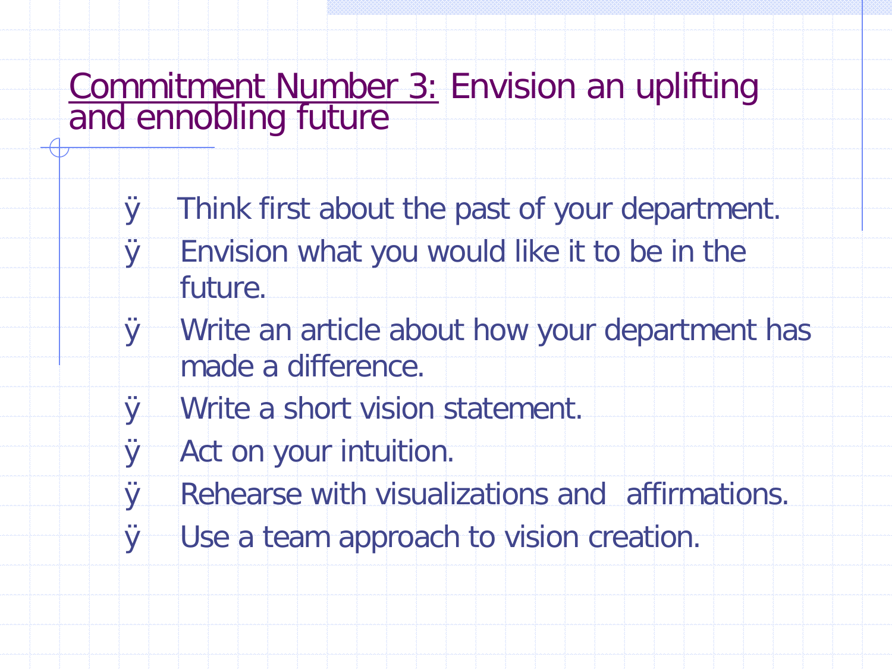# Commitment Number 3: Envision an uplifting and ennobling future

- Think first about the past of your department.
- Envision what you would like it to be in the future.
- Write an article about how your department has made a difference.
- Write a short vision statement.
- Act on your intuition.
- Rehearse with visualizations and affirmations.
- Use a team approach to vision creation.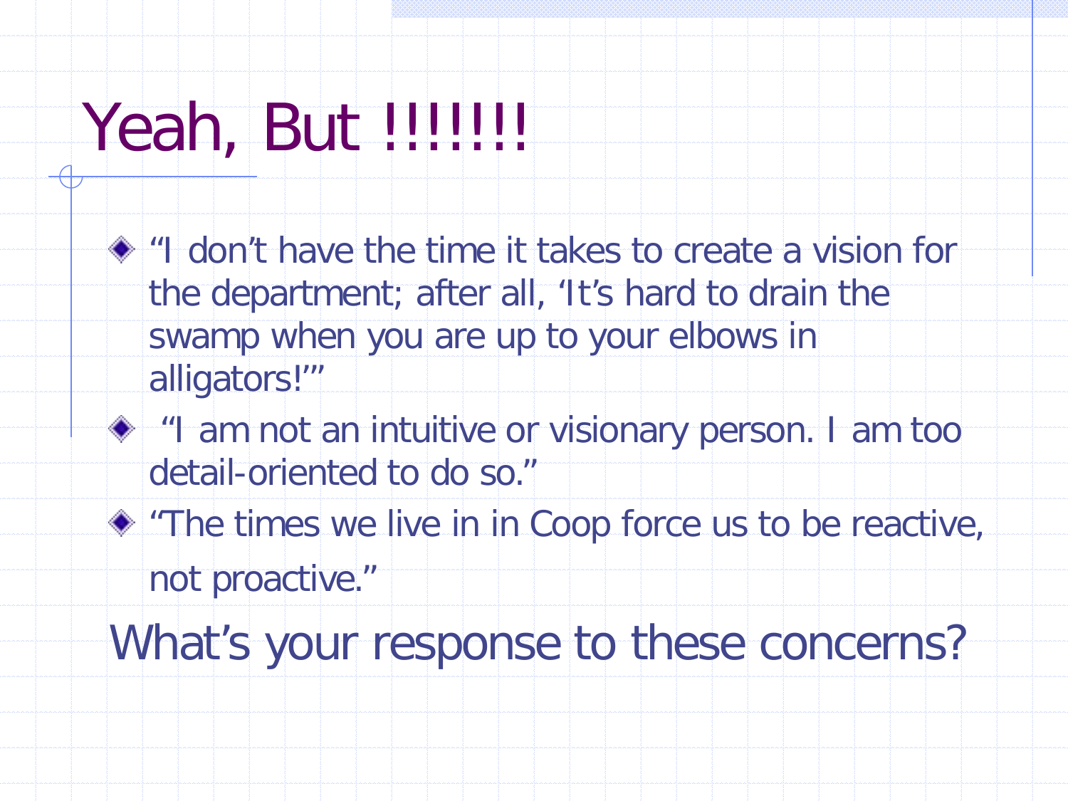# Yeah, But !!!!!!

- "I don't have the time it takes to create a vision for the department; after all, 'It's hard to drain the swamp when you are up to your elbows in alligators!'"
- "I am not an intuitive or visionary person. I am too detail-oriented to do so."
- "The times we live in in Coop force us to be reactive, not proactive."

What's your response to these concerns?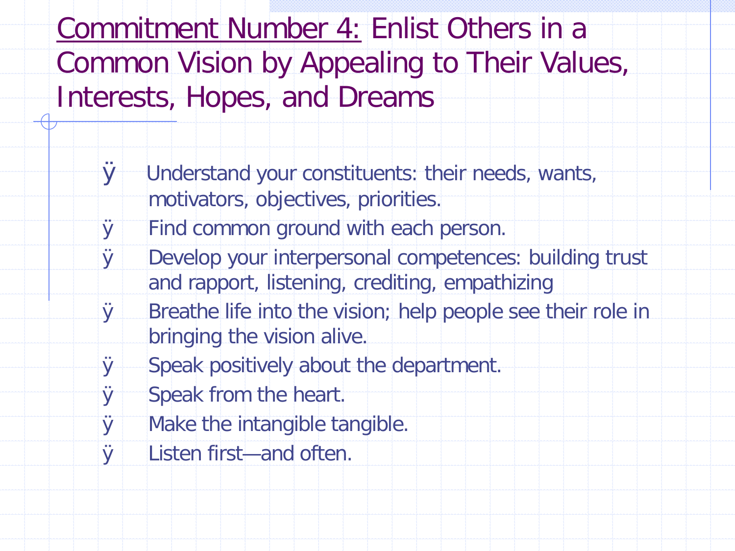# Commitment Number 4: Enlist Others in a Common Vision by Appealing to Their Values, Interests, Hopes, and Dreams

- Understand your constituents: their needs, wants, motivators, objectives, priorities.
- Find common ground with each person.
- Develop your interpersonal competences: building trust and rapport, listening, crediting, empathizing
- Breathe life into the vision; help people see their role in bringing the vision alive.
- Speak positively about the department.
- Speak from the heart.
- Make the intangible tangible.
- Listen first—and often.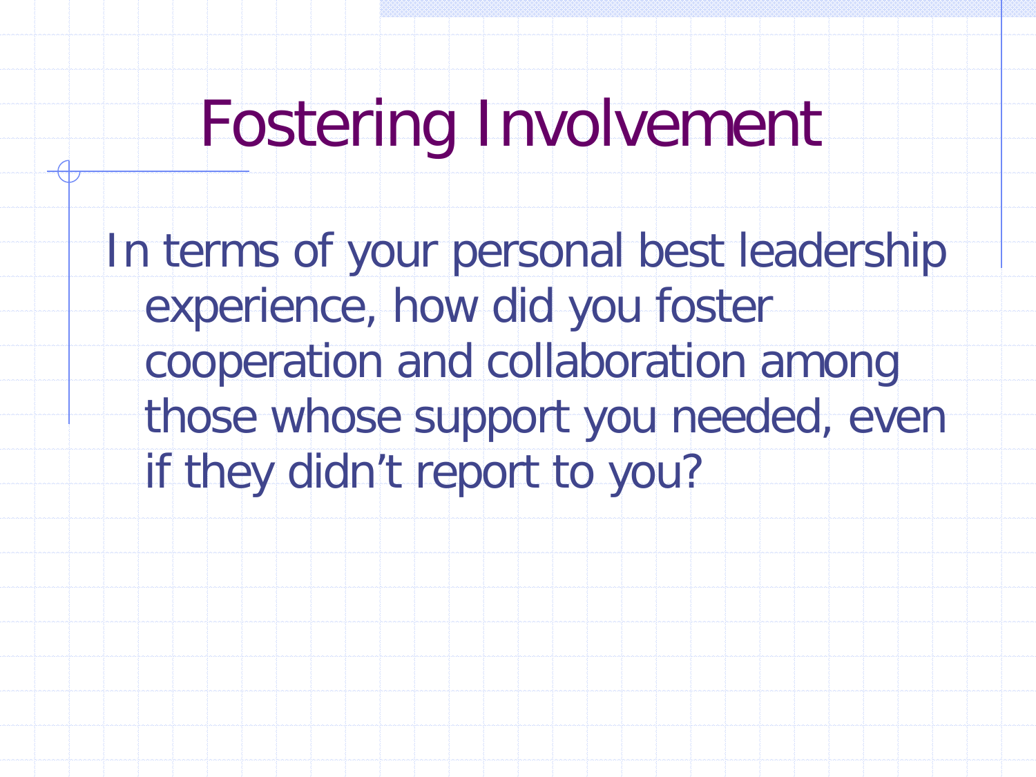# Fostering Involvement

- In terms of your personal best leadership experience, how did you foster cooperation and collaboration among those whose support you needed, even if they didn't report to you?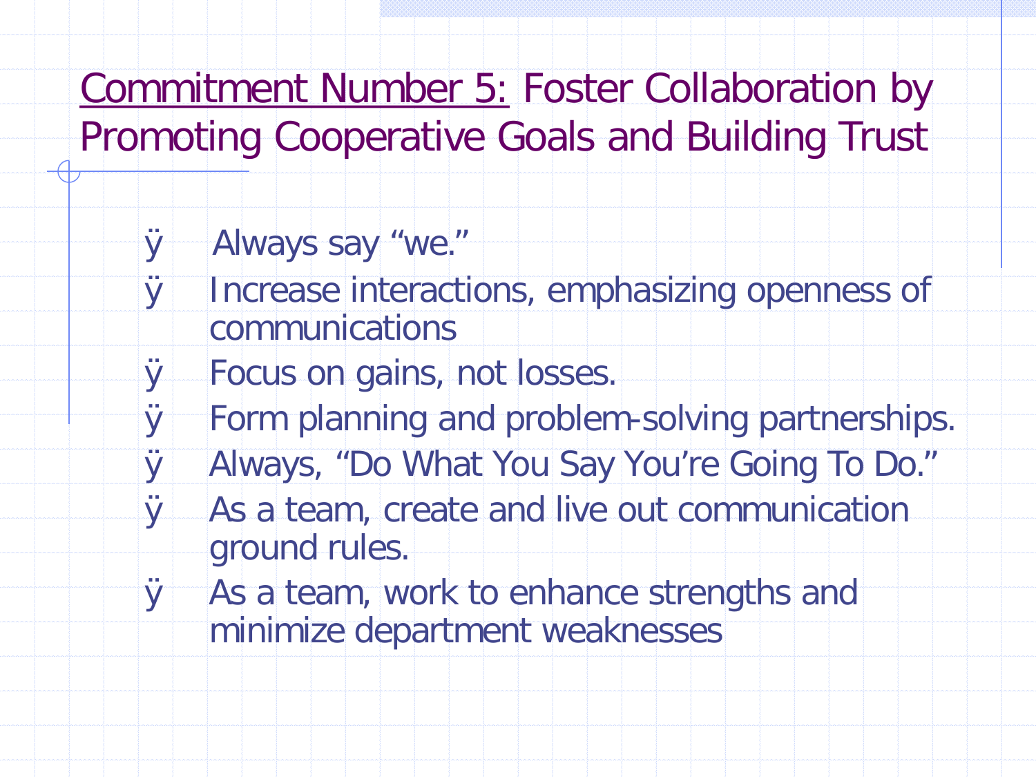## Commitment Number 5: Foster Collaboration by Promoting Cooperative Goals and Building Trust

- Always say “we.”
- Increase interactions, emphasizing openness of communications
- Focus on gains, not losses.
- Form planning and problem-solving partnerships.
- Always, “Do What You Say You’re Going To Do.”
- As a team, create and live out communication ground rules.
- As a team, work to enhance strengths and minimize department weaknesses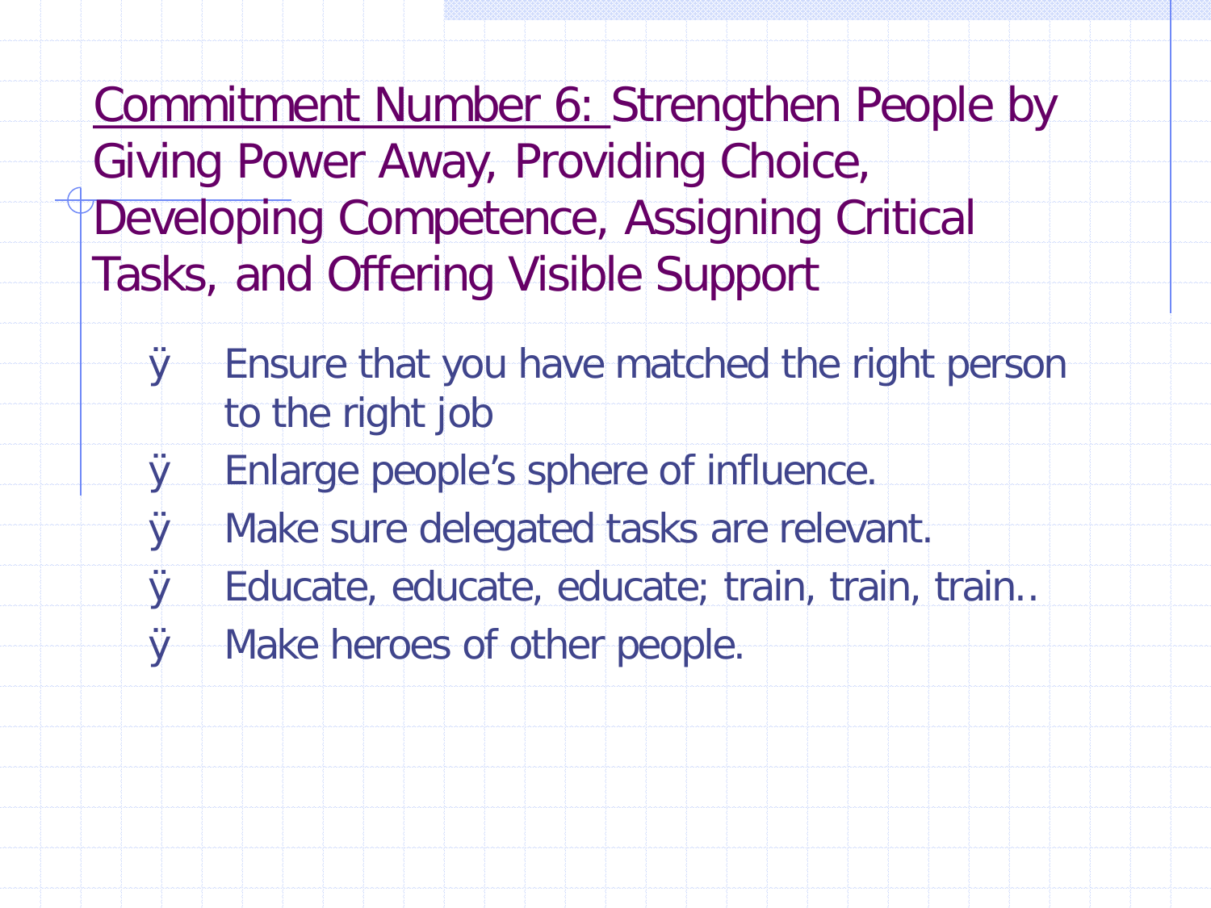## Commitment Number 6: Strengthen People by Giving Power Away, Providing Choice, Developing Competence, Assigning Critical Tasks, and Offering Visible Support

- Ensure that you have matched the right person to the right job
- Enlarge people's sphere of influence.
- Make sure delegated tasks are relevant.
- Educate, educate, educate; train, train, train..
- Make heroes of other people.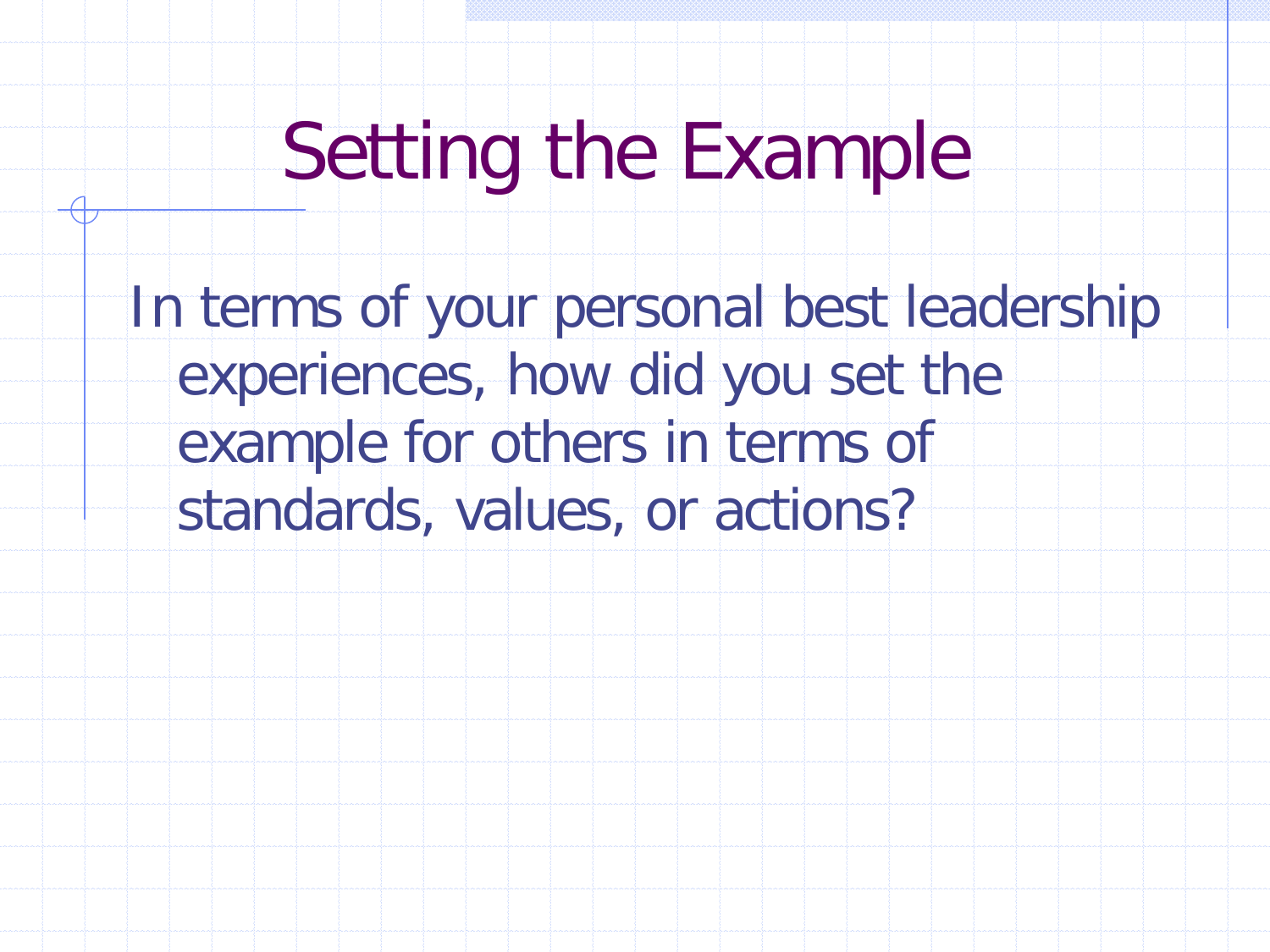# Setting the Example

In terms of your personal best leadership experiences, how did you set the example for others in terms of standards, values, or actions?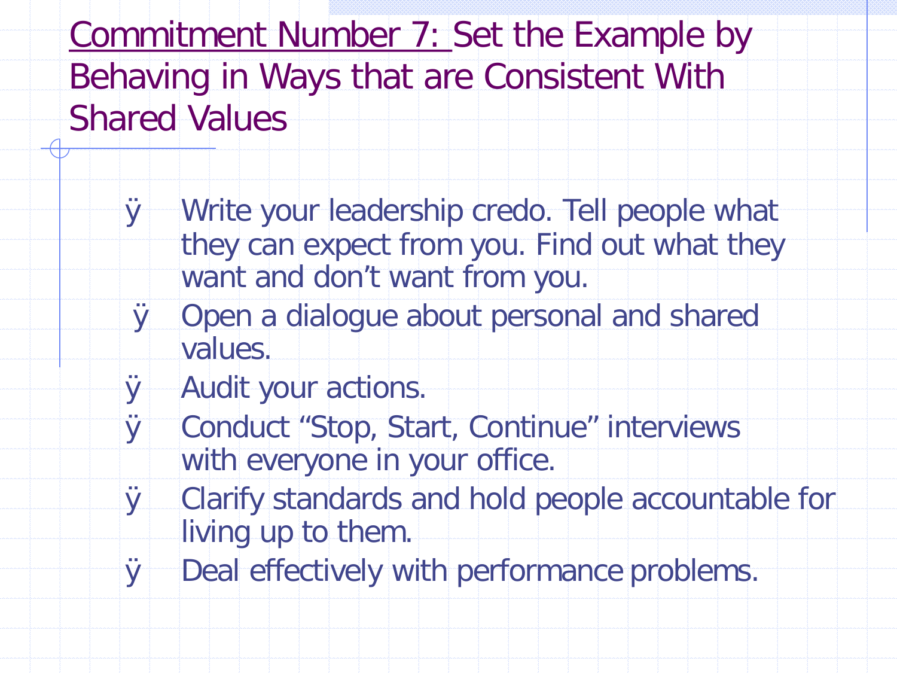# Commitment Number 7: Set the Example by Behaving in Ways that are Consistent With Shared Values

- Write your leadership credo. Tell people what they can expect from you. Find out what they want and don't want from you.
- Open a dialogue about personal and shared values.
- Audit your actions.
- Conduct "Stop, Start, Continue" interviews with everyone in your office.
- Clarify standards and hold people accountable for living up to them.
- Deal effectively with performance problems.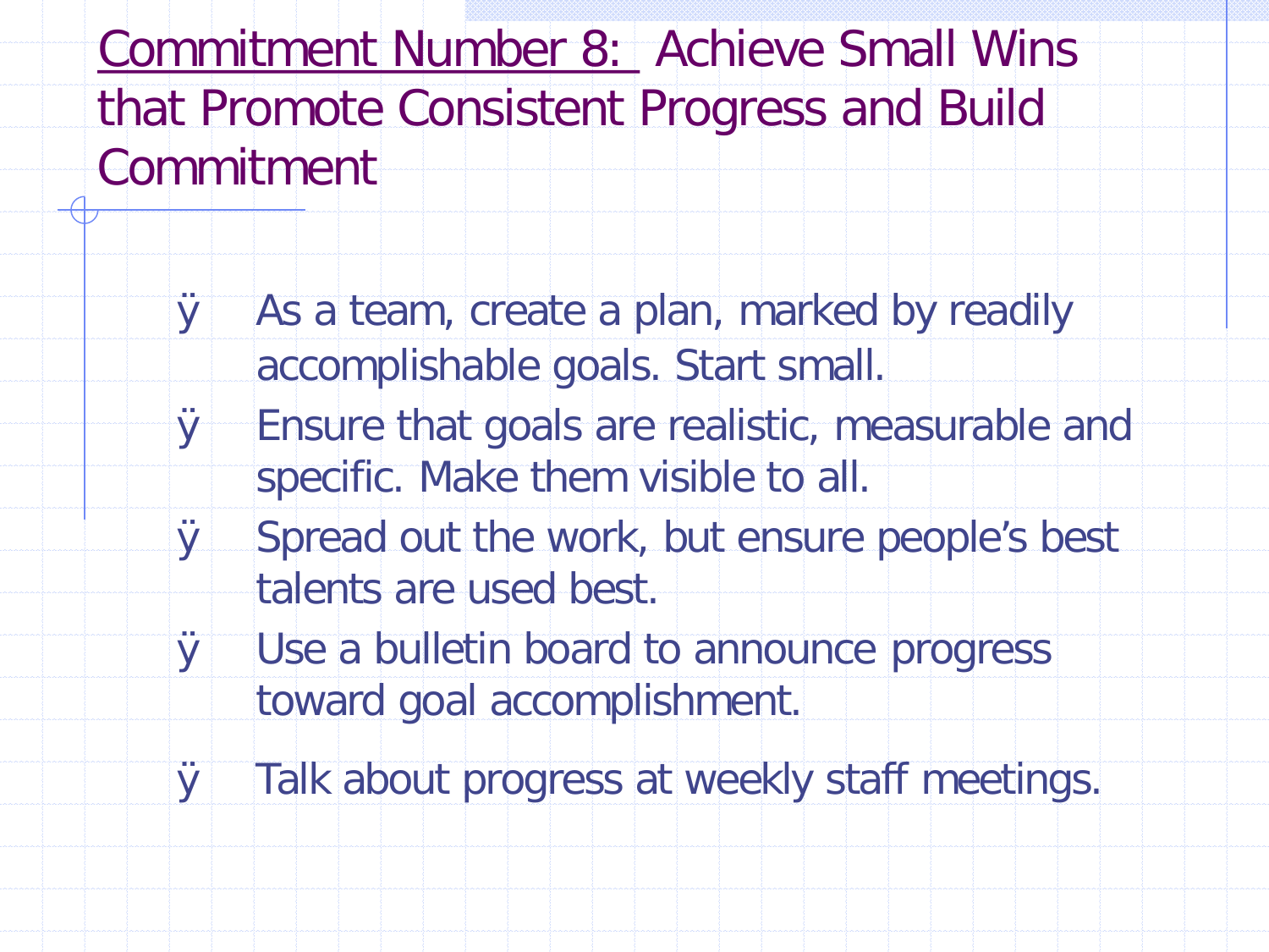# Commitment Number 8: Achieve Small Wins that Promote Consistent Progress and Build Commitment

- As a team, create a plan, marked by readily accomplishable goals. Start small.
- Ensure that goals are realistic, measurable and specific. Make them visible to all.
- Spread out the work, but ensure people's best talents are used best.
- Use a bulletin board to announce progress toward goal accomplishment.
- Talk about progress at weekly staff meetings.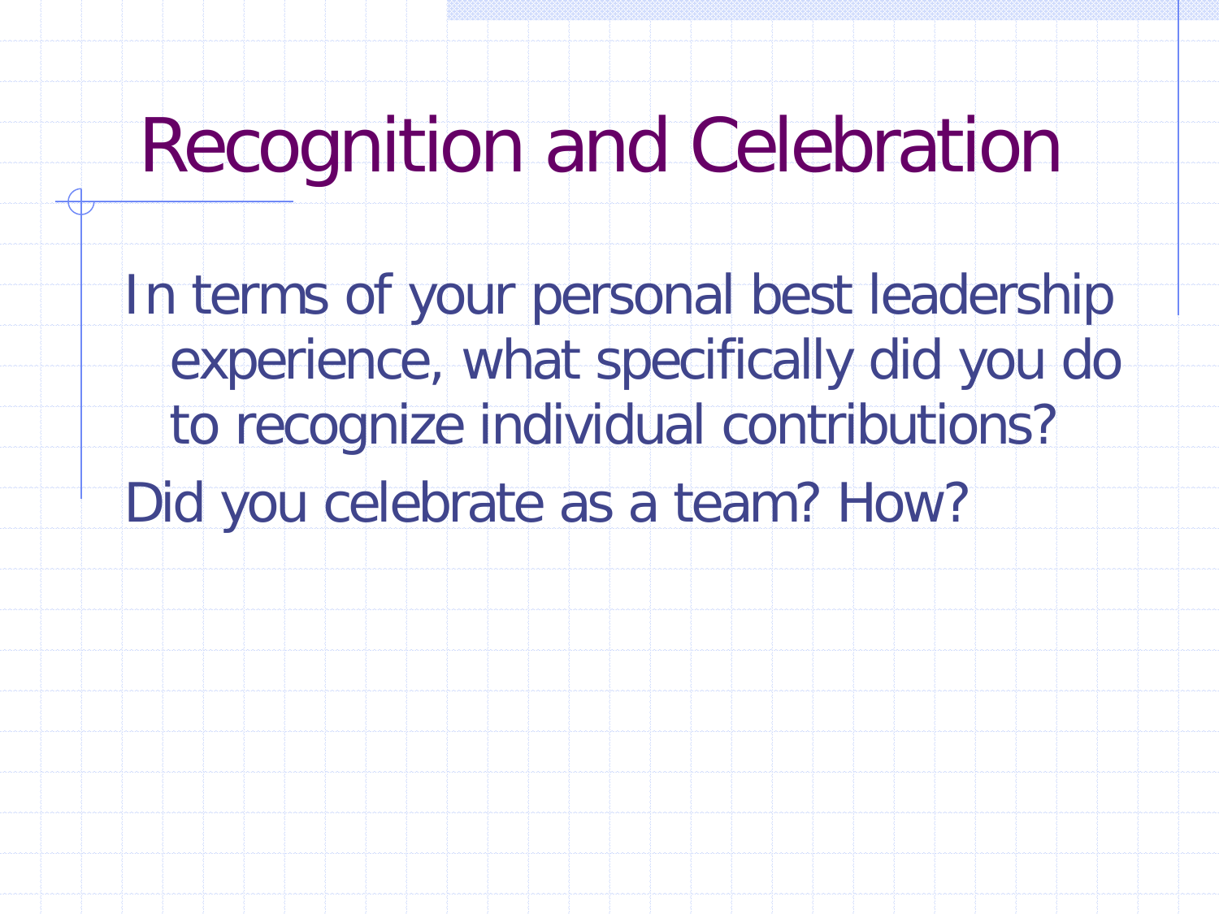# Recognition and Celebration

In terms of your personal best leadership experience, what specifically did you do to recognize individual contributions?

Did you celebrate as a team? How?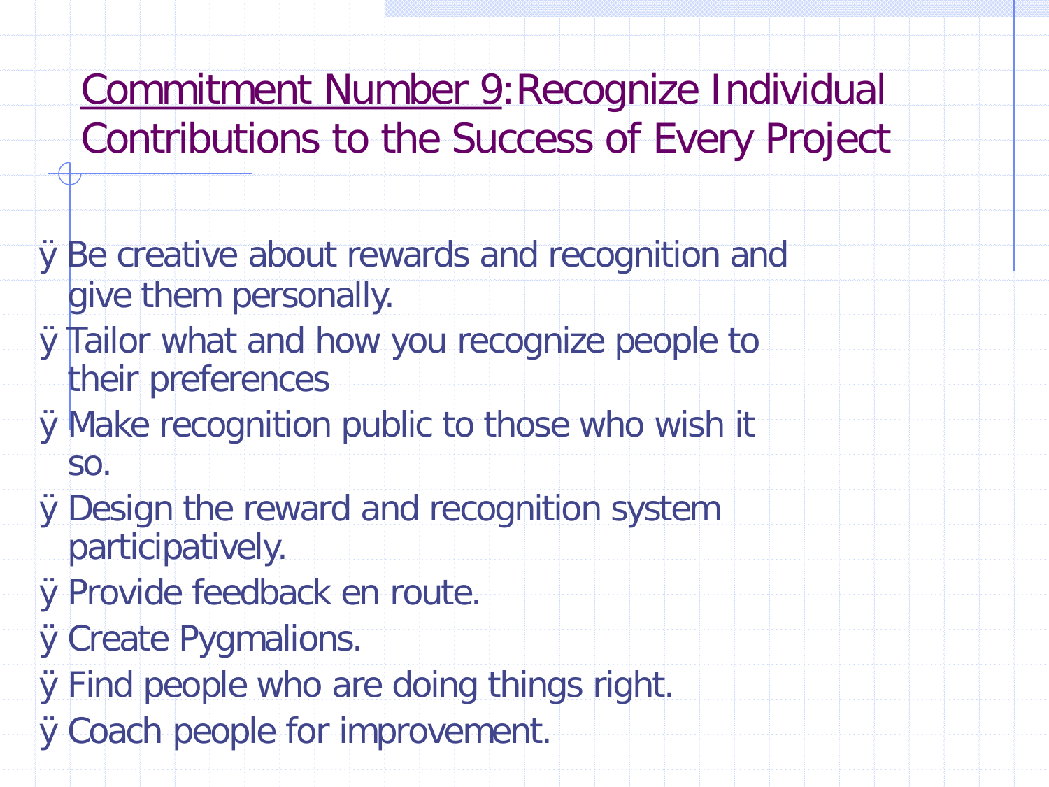# Commitment Number 9: Recognize Individual Contributions to the Success of Every Project

- Be creative about rewards and recognition and give them personally.
- Tailor what and how you recognize people to their preferences
- Make recognition public to those who wish it so.
- Design the reward and recognition system participatively.
- Provide feedback en route.
- Create Pygmalions.
- Find people who are doing things right.
- Coach people for improvement.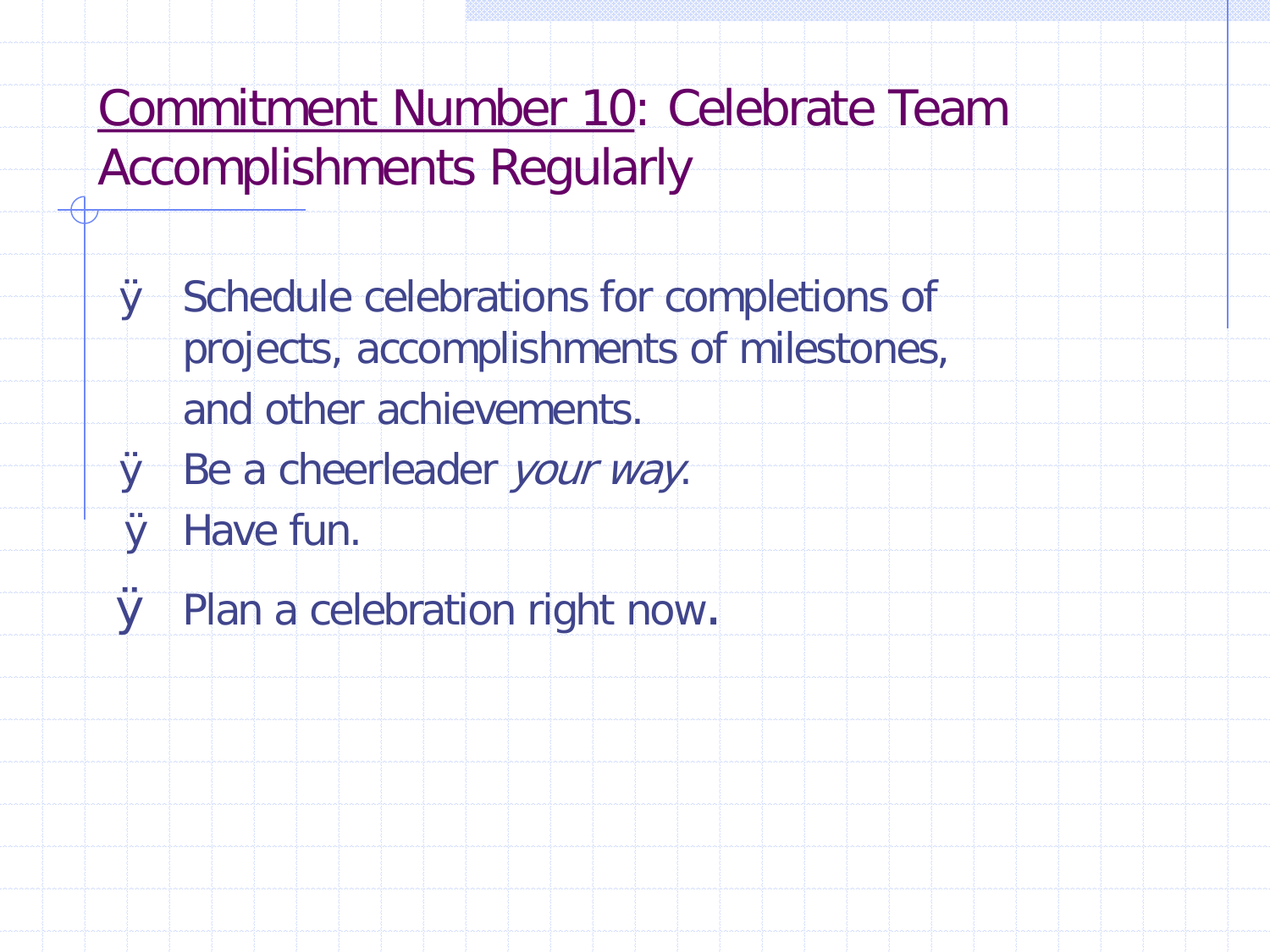# Commitment Number 10: Celebrate Team Accomplishments Regularly

- Schedule celebrations for completions of projects, accomplishments of milestones, and other achievements.
- Be a cheerleader *your way*.
- Have fun.
- Plan a celebration right now.